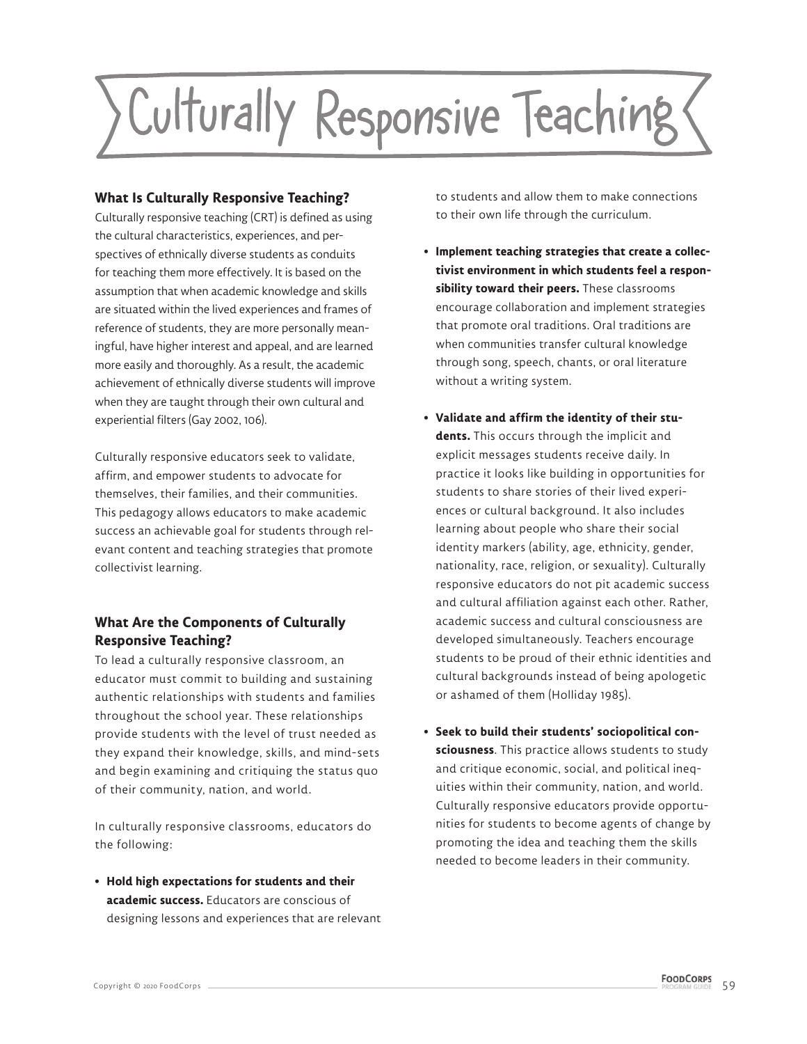# Culturally Responsive Teaching

### What Is Culturally Responsive Teaching?

Culturally responsive teaching (CRT) is defined as using the cultural characteristics, experiences, and perspectives of ethnically diverse students as conduits for teaching them more effectively. It is based on the assumption that when academic knowledge and skills are situated within the lived experiences and frames of reference of students, they are more personally meaningful, have higher interest and appeal, and are learned more easily and thoroughly. As a result, the academic achievement of ethnically diverse students will improve when they are taught through their own cultural and experiential filters (Gay 2002, 106).

Culturally responsive educators seek to validate, affirm, and empower students to advocate for themselves, their families, and their communities. This pedagogy allows educators to make academic success an achievable goal for students through relevant content and teaching strategies that promote collectivist learning.

### What Are the Components of Culturally Responsive Teaching?

To lead a culturally responsive classroom, an educator must commit to building and sustaining authentic relationships with students and families throughout the school year. These relationships provide students with the level of trust needed as they expand their knowledge, skills, and mind-sets and begin examining and critiquing the status quo of their community, nation, and world.

In culturally responsive classrooms, educators do the following:

- **Hold high expectations for students and their academic success.** Educators are conscious of designing lessons and experiences that are relevant to students and allow them to make connections to their own life through the curriculum.
- **Implement teaching strategies that create a collectivist environment in which students feel a responsibility toward their peers.** These classrooms encourage collaboration and implement strategies that promote oral traditions. Oral traditions are when communities transfer cultural knowledge through song, speech, chants, or oral literature without a writing system.
- **Validate and affirm the identity of their students.** This occurs through the implicit and explicit messages students receive daily. In practice it looks like building in opportunities for students to share stories of their lived experiences or cultural background. It also includes learning about people who share their social identity markers (ability, age, ethnicity, gender, nationality, race, religion, or sexuality). Culturally responsive educators do not pit academic success and cultural affiliation against each other. Rather, academic success and cultural consciousness are developed simultaneously. Teachers encourage students to be proud of their ethnic identities and cultural backgrounds instead of being apologetic or ashamed of them (Holliday 1985).
- **Seek to build their students' sociopolitical consciousness**. This practice allows students to study and critique economic, social, and political inequities within their community, nation, and world. Culturally responsive educators provide opportunities for students to become agents of change by promoting the idea and teaching them the skills needed to become leaders in their community.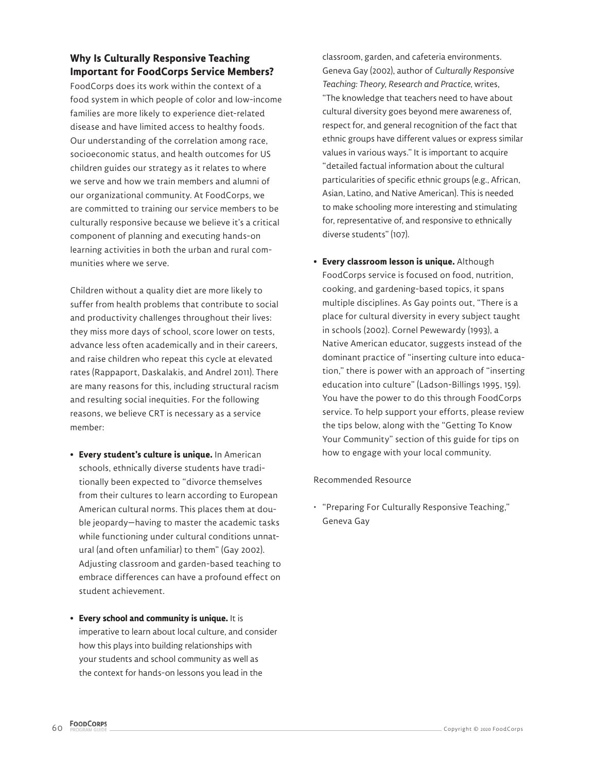### Why Is Culturally Responsive Teaching Important for FoodCorps Service Members?

FoodCorps does its work within the context of a food system in which people of color and low-income families are more likely to experience diet-related disease and have limited access to healthy foods. Our understanding of the correlation among race, socioeconomic status, and health outcomes for US children guides our strategy as it relates to where we serve and how we train members and alumni of our organizational community. At FoodCorps, we are committed to training our service members to be culturally responsive because we believe it's a critical component of planning and executing hands-on learning activities in both the urban and rural communities where we serve.

Children without a quality diet are more likely to suffer from health problems that contribute to social and productivity challenges throughout their lives: they miss more days of school, score lower on tests, advance less often academically and in their careers, and raise children who repeat this cycle at elevated rates (Rappaport, Daskalakis, and Andrel 2011). There are many reasons for this, including structural racism and resulting social inequities. For the following reasons, we believe CRT is necessary as a service member:

- **Every student's culture is unique.** In American schools, ethnically diverse students have traditionally been expected to "divorce themselves from their cultures to learn according to European American cultural norms. This places them at double jeopardy—having to master the academic tasks while functioning under cultural conditions unnatural (and often unfamiliar) to them" (Gay 2002). Adjusting classroom and garden-based teaching to embrace differences can have a profound effect on student achievement.
- **Every school and community is unique.** It is imperative to learn about local culture, and consider how this plays into building relationships with your students and school community as well as the context for hands-on lessons you lead in the classroom, garden, and cafeteria environments. Geneva Gay (2002), author of *Culturally Responsive Teaching: Theory, Research and Practice*, writes, "The knowledge that teachers need to have about cultural diversity goes beyond mere awareness of, respect for, and general recognition of the fact that ethnic groups have different values or express similar values in various ways." It is important to acquire "detailed factual information about the cultural particularities of specific ethnic groups (e.g., African, Asian, Latino, and Native American). This is needed to make schooling more interesting and stimulating for, representative of, and responsive to ethnically diverse students" (107).
- **Every classroom lesson is unique.** Although FoodCorps service is focused on food, nutrition, cooking, and gardening-based topics, it spans multiple disciplines. As Gay points out, "There is a place for cultural diversity in every subject taught in schools (2002). Cornel Pewewardy (1993), a Native American educator, suggests instead of the dominant practice of "inserting culture into education," there is power with an approach of "inserting education into culture" (Ladson-Billings 1995, 159). You have the power to do this through FoodCorps service. To help support your efforts, please review the tips below, along with the "Getting To Know Your Community" section of this guide for tips on how to engage with your local community.

Recommended Resource

- "Preparing For Culturally Responsive Teaching," Geneva Gay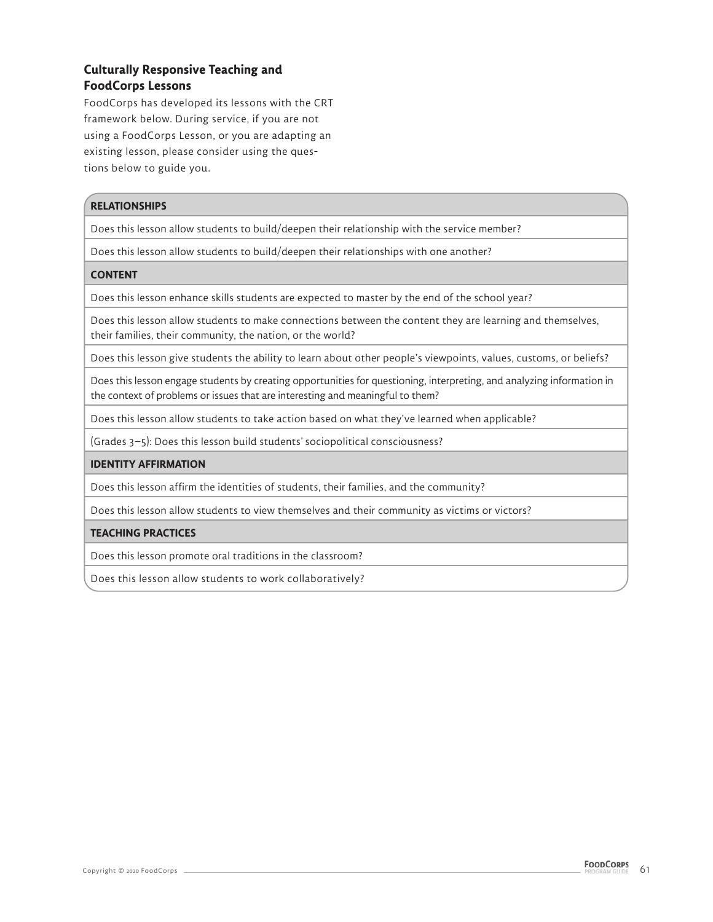### Culturally Responsive Teaching and FoodCorps Lessons

FoodCorps has developed its lessons with the CRT framework below. During service, if you are not using a FoodCorps Lesson, or you are adapting an existing lesson, please consider using the questions below to guide you.

| **RELATIONSHIPS** |
|---|
| Does this lesson allow students to build/deepen their relationship with the service member? |
| Does this lesson allow students to build/deepen their relationships with one another? |
| **CONTENT** |
| Does this lesson enhance skills students are expected to master by the end of the school year? |
| Does this lesson allow students to make connections between the content they are learning and themselves, their families, their community, the nation, or the world? |
| Does this lesson give students the ability to learn about other people's viewpoints, values, customs, or beliefs? |
| Does this lesson engage students by creating opportunities for questioning, interpreting, and analyzing information in the context of problems or issues that are interesting and meaningful to them? |
| Does this lesson allow students to take action based on what they've learned when applicable? |
| (Grades 3–5): Does this lesson build students' sociopolitical consciousness? |
| **IDENTITY AFFIRMATION** |
| Does this lesson affirm the identities of students, their families, and the community? |
| Does this lesson allow students to view themselves and their community as victims or victors? |
| **TEACHING PRACTICES** |
| Does this lesson promote oral traditions in the classroom? |
| Does this lesson allow students to work collaboratively? |

Copyright © 2020 FoodCorps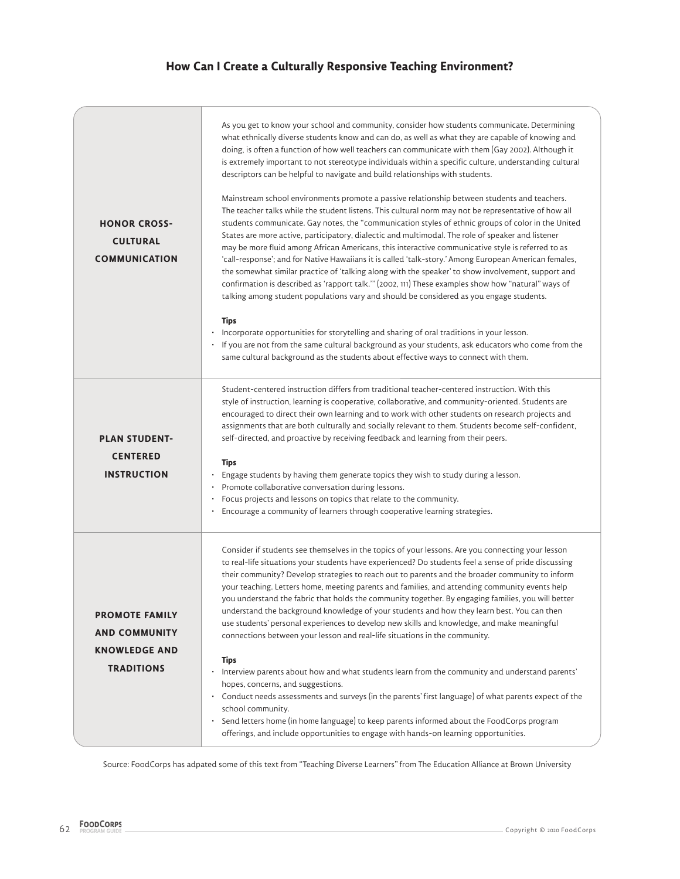## How Can I Create a Culturally Responsive Teaching Environment?

| | |
|---|---|
| **HONOR CROSS-CULTURAL COMMUNICATION** | As you get to know your school and community, consider how students communicate. Determining what ethnically diverse students know and can do, as well as what they are capable of knowing and doing, is often a function of how well teachers can communicate with them (Gay 2002). Although it is extremely important to not stereotype individuals within a specific culture, understanding cultural descriptors can be helpful to navigate and build relationships with students.<br><br>Mainstream school environments promote a passive relationship between students and teachers. The teacher talks while the student listens. This cultural norm may not be representative of how all students communicate. Gay notes, the "communication styles of ethnic groups of color in the United States are more active, participatory, dialectic and multimodal. The role of speaker and listener may be more fluid among African Americans, this interactive communicative style is referred to as 'call-response'; and for Native Hawaiians it is called 'talk-story.' Among European American females, the somewhat similar practice of 'talking along with the speaker' to show involvement, support and confirmation is described as 'rapport talk.'" (2002, 111) These examples show how "natural" ways of talking among student populations vary and should be considered as you engage students.<br><br>**Tips**<br>• Incorporate opportunities for storytelling and sharing of oral traditions in your lesson.<br>• If you are not from the same cultural background as your students, ask educators who come from the same cultural background as the students about effective ways to connect with them. |
| **PLAN STUDENT-CENTERED INSTRUCTION** | Student-centered instruction differs from traditional teacher-centered instruction. With this style of instruction, learning is cooperative, collaborative, and community-oriented. Students are encouraged to direct their own learning and to work with other students on research projects and assignments that are both culturally and socially relevant to them. Students become self-confident, self-directed, and proactive by receiving feedback and learning from their peers.<br><br>**Tips**<br>• Engage students by having them generate topics they wish to study during a lesson.<br>• Promote collaborative conversation during lessons.<br>• Focus projects and lessons on topics that relate to the community.<br>• Encourage a community of learners through cooperative learning strategies. |
| **PROMOTE FAMILY AND COMMUNITY KNOWLEDGE AND TRADITIONS** | Consider if students see themselves in the topics of your lessons. Are you connecting your lesson to real-life situations your students have experienced? Do students feel a sense of pride discussing their community? Develop strategies to reach out to parents and the broader community to inform your teaching. Letters home, meeting parents and families, and attending community events help you understand the fabric that holds the community together. By engaging families, you will better understand the background knowledge of your students and how they learn best. You can then use students' personal experiences to develop new skills and knowledge, and make meaningful connections between your lesson and real-life situations in the community.<br><br>**Tips**<br>• Interview parents about how and what students learn from the community and understand parents' hopes, concerns, and suggestions.<br>• Conduct needs assessments and surveys (in the parents' first language) of what parents expect of the school community.<br>• Send letters home (in home language) to keep parents informed about the FoodCorps program offerings, and include opportunities to engage with hands-on learning opportunities. |

Source: FoodCorps has adpated some of this text from "Teaching Diverse Learners" from The Education Alliance at Brown University